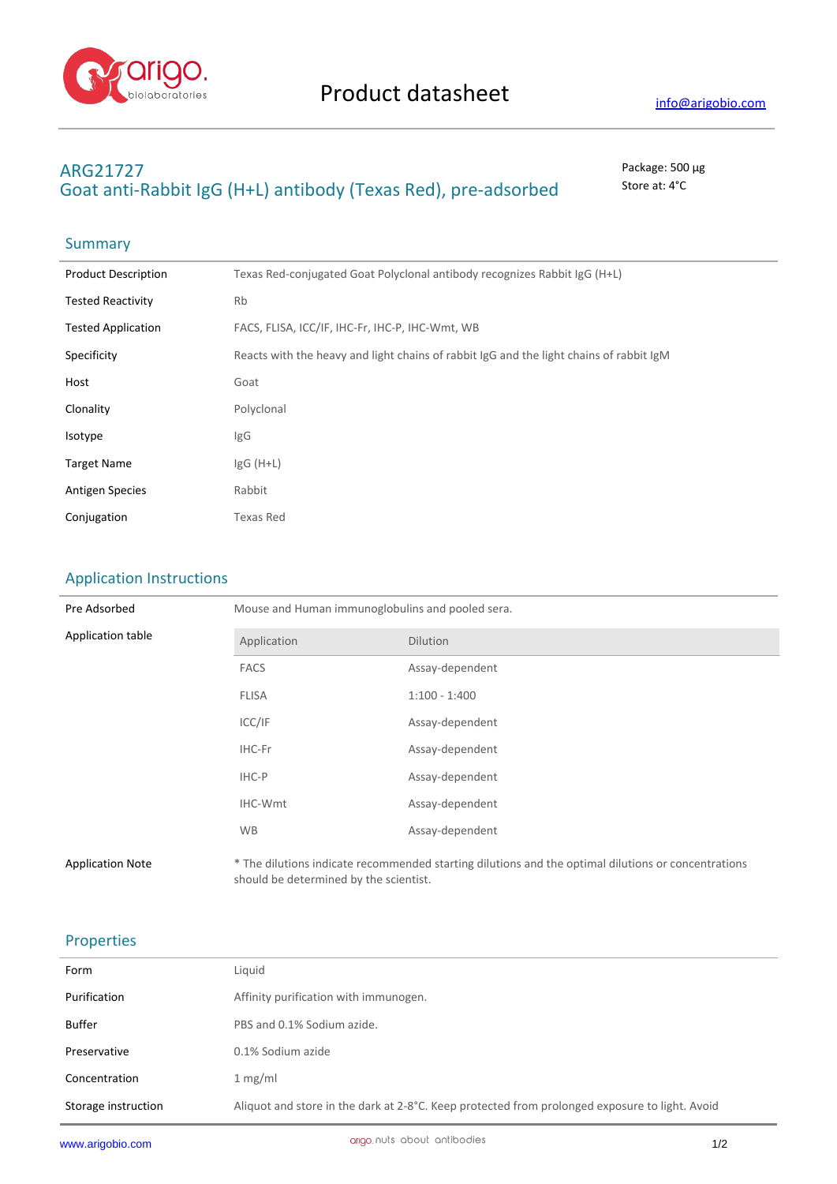# Product datasheet

info@arigobio.com

## ARG21727
## Goat anti-Rabbit IgG (H+L) antibody (Texas Red), pre-adsorbed

Package: 500 μg
Store at: 4°C

### Summary

| | |
|---|---|
| Product Description | Texas Red-conjugated Goat Polyclonal antibody recognizes Rabbit IgG (H+L) |
| Tested Reactivity | Rb |
| Tested Application | FACS, FLISA, ICC/IF, IHC-Fr, IHC-P, IHC-Wmt, WB |
| Specificity | Reacts with the heavy and light chains of rabbit IgG and the light chains of rabbit IgM |
| Host | Goat |
| Clonality | Polyclonal |
| Isotype | IgG |
| Target Name | IgG (H+L) |
| Antigen Species | Rabbit |
| Conjugation | Texas Red |

### Application Instructions

Pre Adsorbed: Mouse and Human immunoglobulins and pooled sera.

Application table

| Application | Dilution |
|---|---|
| FACS | Assay-dependent |
| FLISA | 1:100 - 1:400 |
| ICC/IF | Assay-dependent |
| IHC-Fr | Assay-dependent |
| IHC-P | Assay-dependent |
| IHC-Wmt | Assay-dependent |
| WB | Assay-dependent |

Application Note: * The dilutions indicate recommended starting dilutions and the optimal dilutions or concentrations should be determined by the scientist.

### Properties

| | |
|---|---|
| Form | Liquid |
| Purification | Affinity purification with immunogen. |
| Buffer | PBS and 0.1% Sodium azide. |
| Preservative | 0.1% Sodium azide |
| Concentration | 1 mg/ml |
| Storage instruction | Aliquot and store in the dark at 2-8°C. Keep protected from prolonged exposure to light. Avoid |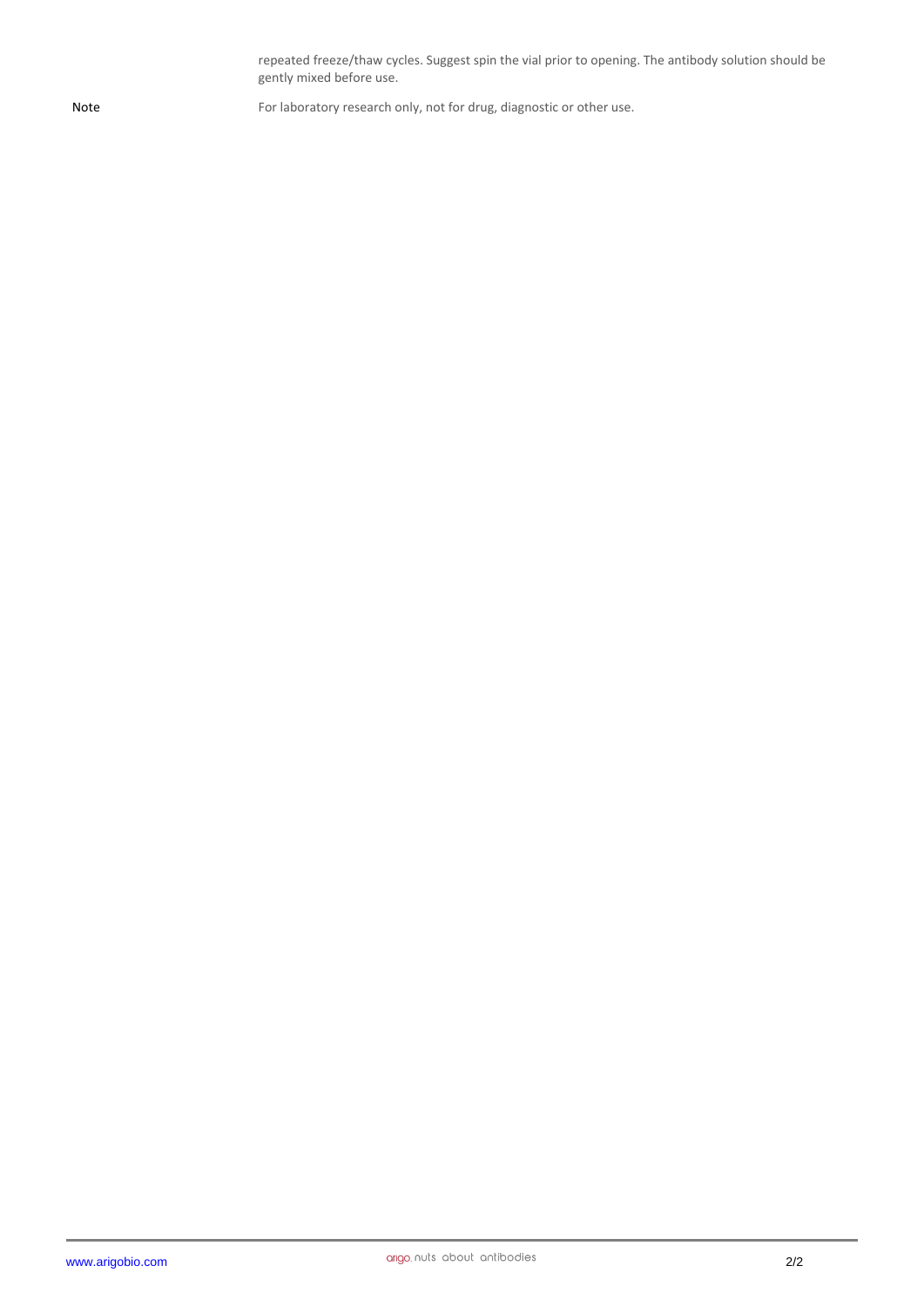repeated freeze/thaw cycles. Suggest spin the vial prior to opening. The antibody solution should be gently mixed before use.

| | |
|---|---|
| Note | For laboratory research only, not for drug, diagnostic or other use. |